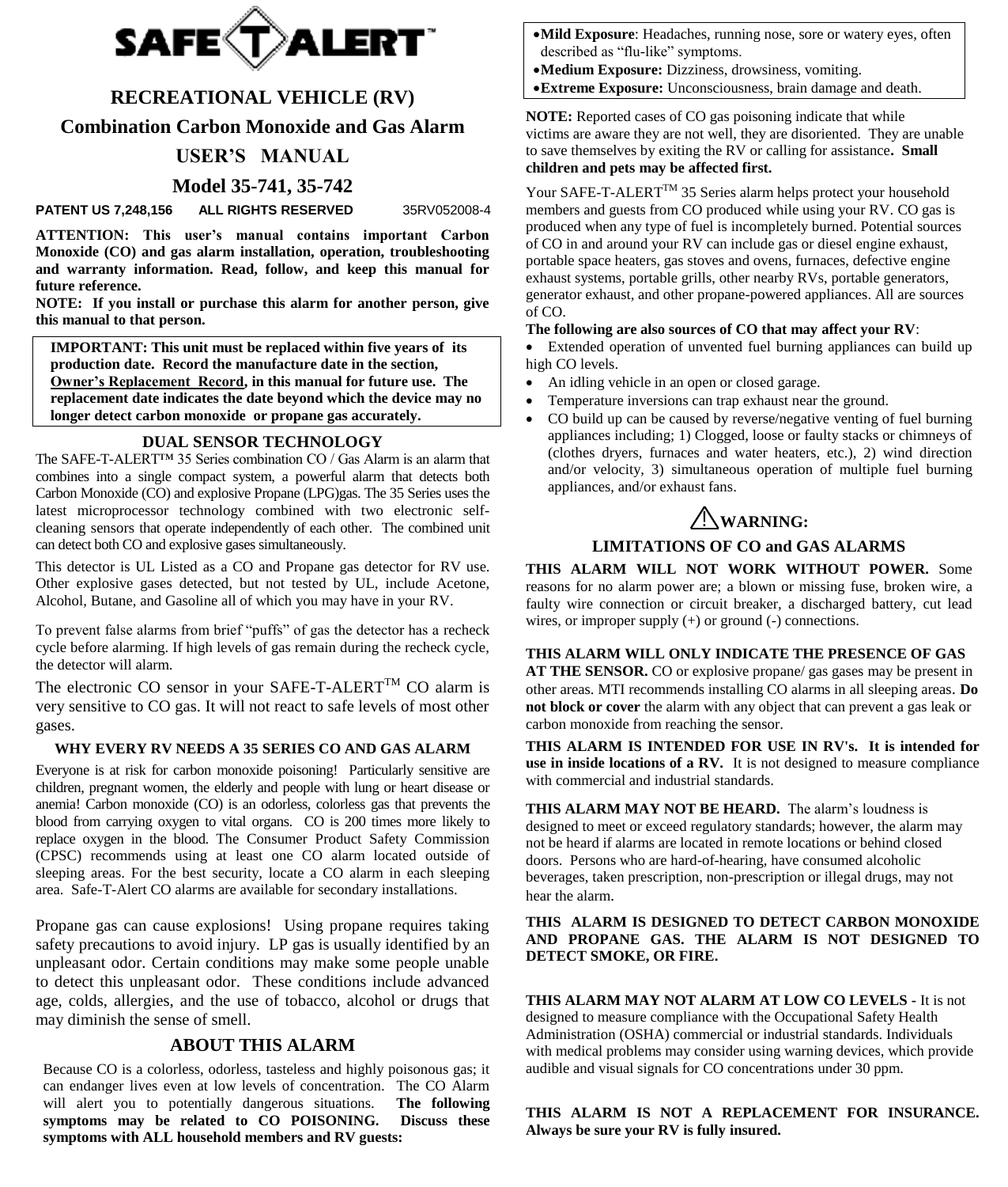# SAFE-T-ALERT™

## RECREATIONAL VEHICLE (RV)

## Combination Carbon Monoxide and Gas Alarm

## USER'S MANUAL

## Model 35-741, 35-742

**PATENT US 7,248,156 ALL RIGHTS RESERVED** 35RV052008-4

**ATTENTION: This user's manual contains important Carbon Monoxide (CO) and gas alarm installation, operation, troubleshooting and warranty information. Read, follow, and keep this manual for future reference.**

**NOTE: If you install or purchase this alarm for another person, give this manual to that person.**

> **IMPORTANT: This unit must be replaced within five years of its production date. Record the manufacture date in the section, Owner's Replacement Record, in this manual for future use. The replacement date indicates the date beyond which the device may no longer detect carbon monoxide or propane gas accurately.**

### DUAL SENSOR TECHNOLOGY

The SAFE-T-ALERT™ 35 Series combination CO / Gas Alarm is an alarm that combines into a single compact system, a powerful alarm that detects both Carbon Monoxide (CO) and explosive Propane (LPG)gas. The 35 Series uses the latest microprocessor technology combined with two electronic self-cleaning sensors that operate independently of each other. The combined unit can detect both CO and explosive gases simultaneously.

This detector is UL Listed as a CO and Propane gas detector for RV use. Other explosive gases detected, but not tested by UL, include Acetone, Alcohol, Butane, and Gasoline all of which you may have in your RV.

To prevent false alarms from brief "puffs" of gas the detector has a recheck cycle before alarming. If high levels of gas remain during the recheck cycle, the detector will alarm.

The electronic CO sensor in your SAFE-T-ALERT™ CO alarm is very sensitive to CO gas. It will not react to safe levels of most other gases.

### WHY EVERY RV NEEDS A 35 SERIES CO AND GAS ALARM

Everyone is at risk for carbon monoxide poisoning! Particularly sensitive are children, pregnant women, the elderly and people with lung or heart disease or anemia! Carbon monoxide (CO) is an odorless, colorless gas that prevents the blood from carrying oxygen to vital organs. CO is 200 times more likely to replace oxygen in the blood. The Consumer Product Safety Commission (CPSC) recommends using at least one CO alarm located outside of sleeping areas. For the best security, locate a CO alarm in each sleeping area. Safe-T-Alert CO alarms are available for secondary installations.

Propane gas can cause explosions! Using propane requires taking safety precautions to avoid injury. LP gas is usually identified by an unpleasant odor. Certain conditions may make some people unable to detect this unpleasant odor. These conditions include advanced age, colds, allergies, and the use of tobacco, alcohol or drugs that may diminish the sense of smell.

### ABOUT THIS ALARM

Because CO is a colorless, odorless, tasteless and highly poisonous gas; it can endanger lives even at low levels of concentration. The CO Alarm will alert you to potentially dangerous situations. **The following symptoms may be related to CO POISONING. Discuss these symptoms with ALL household members and RV guests:**

- **Mild Exposure**: Headaches, running nose, sore or watery eyes, often described as "flu-like" symptoms.
- **Medium Exposure:** Dizziness, drowsiness, vomiting.
- **Extreme Exposure:** Unconsciousness, brain damage and death.

**NOTE:** Reported cases of CO gas poisoning indicate that while victims are aware they are not well, they are disoriented. They are unable to save themselves by exiting the RV or calling for assistance. **Small children and pets may be affected first.**

Your SAFE-T-ALERT™ 35 Series alarm helps protect your household members and guests from CO produced while using your RV. CO gas is produced when any type of fuel is incompletely burned. Potential sources of CO in and around your RV can include gas or diesel engine exhaust, portable space heaters, gas stoves and ovens, furnaces, defective engine exhaust systems, portable grills, other nearby RVs, portable generators, generator exhaust, and other propane-powered appliances. All are sources of CO.

**The following are also sources of CO that may affect your RV**:

- Extended operation of unvented fuel burning appliances can build up high CO levels.
- An idling vehicle in an open or closed garage.
- Temperature inversions can trap exhaust near the ground.
- CO build up can be caused by reverse/negative venting of fuel burning appliances including; 1) Clogged, loose or faulty stacks or chimneys of (clothes dryers, furnaces and water heaters, etc.), 2) wind direction and/or velocity, 3) simultaneous operation of multiple fuel burning appliances, and/or exhaust fans.

### ⚠WARNING:

### LIMITATIONS OF CO and GAS ALARMS

**THIS ALARM WILL NOT WORK WITHOUT POWER.** Some reasons for no alarm power are; a blown or missing fuse, broken wire, a faulty wire connection or circuit breaker, a discharged battery, cut lead wires, or improper supply (+) or ground (-) connections.

**THIS ALARM WILL ONLY INDICATE THE PRESENCE OF GAS AT THE SENSOR.** CO or explosive propane/ gas gases may be present in other areas. MTI recommends installing CO alarms in all sleeping areas. **Do not block or cover** the alarm with any object that can prevent a gas leak or carbon monoxide from reaching the sensor.

**THIS ALARM IS INTENDED FOR USE IN RV's. It is intended for use in inside locations of a RV.** It is not designed to measure compliance with commercial and industrial standards.

**THIS ALARM MAY NOT BE HEARD.** The alarm's loudness is designed to meet or exceed regulatory standards; however, the alarm may not be heard if alarms are located in remote locations or behind closed doors. Persons who are hard-of-hearing, have consumed alcoholic beverages, taken prescription, non-prescription or illegal drugs, may not hear the alarm.

**THIS ALARM IS DESIGNED TO DETECT CARBON MONOXIDE AND PROPANE GAS. THE ALARM IS NOT DESIGNED TO DETECT SMOKE, OR FIRE.**

**THIS ALARM MAY NOT ALARM AT LOW CO LEVELS -** It is not designed to measure compliance with the Occupational Safety Health Administration (OSHA) commercial or industrial standards. Individuals with medical problems may consider using warning devices, which provide audible and visual signals for CO concentrations under 30 ppm.

**THIS ALARM IS NOT A REPLACEMENT FOR INSURANCE. Always be sure your RV is fully insured.**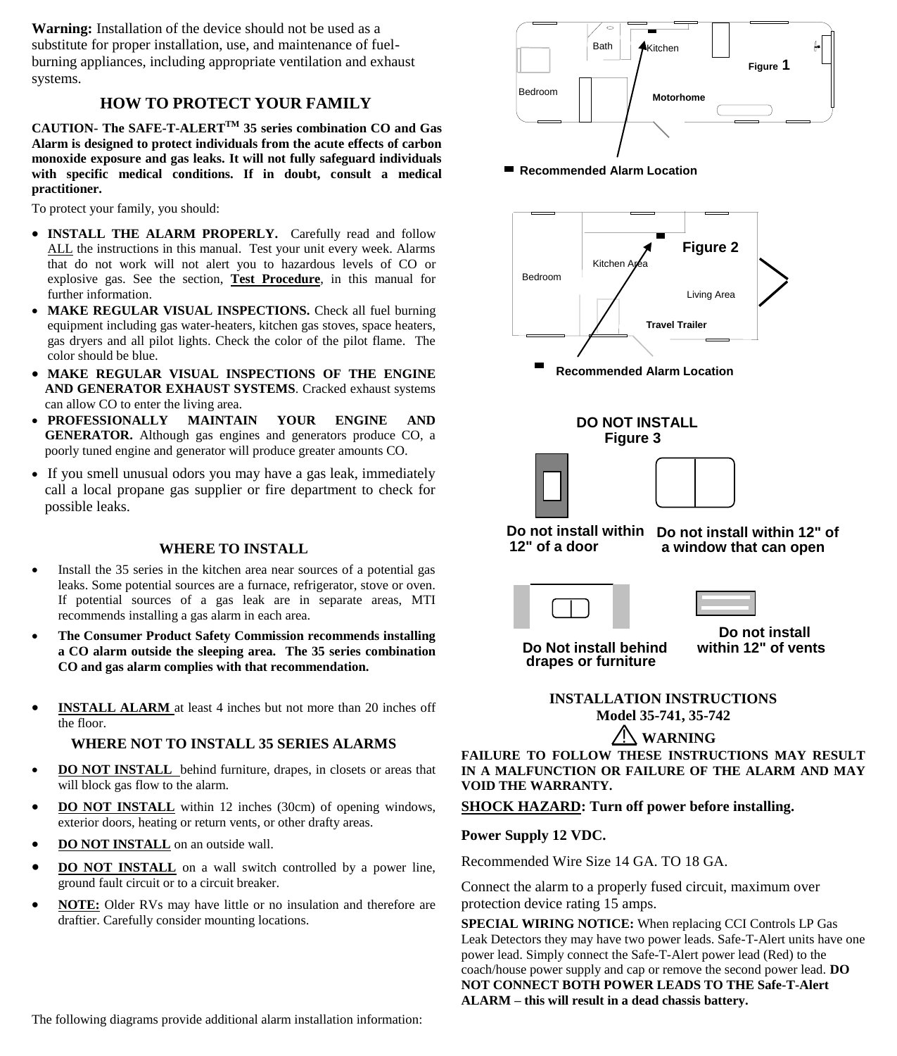**Warning:** Installation of the device should not be used as a substitute for proper installation, use, and maintenance of fuel-burning appliances, including appropriate ventilation and exhaust systems.

## HOW TO PROTECT YOUR FAMILY

**CAUTION- The SAFE-T-ALERT™ 35 series combination CO and Gas Alarm is designed to protect individuals from the acute effects of carbon monoxide exposure and gas leaks. It will not fully safeguard individuals with specific medical conditions. If in doubt, consult a medical practitioner.**

To protect your family, you should:

- **INSTALL THE ALARM PROPERLY.** Carefully read and follow ALL the instructions in this manual. Test your unit every week. Alarms that do not work will not alert you to hazardous levels of CO or explosive gas. See the section, **Test Procedure**, in this manual for further information.
- **MAKE REGULAR VISUAL INSPECTIONS.** Check all fuel burning equipment including gas water-heaters, kitchen gas stoves, space heaters, gas dryers and all pilot lights. Check the color of the pilot flame. The color should be blue.
- **MAKE REGULAR VISUAL INSPECTIONS OF THE ENGINE AND GENERATOR EXHAUST SYSTEMS**. Cracked exhaust systems can allow CO to enter the living area.
- **PROFESSIONALLY MAINTAIN YOUR ENGINE AND GENERATOR.** Although gas engines and generators produce CO, a poorly tuned engine and generator will produce greater amounts CO.
- If you smell unusual odors you may have a gas leak, immediately call a local propane gas supplier or fire department to check for possible leaks.

## WHERE TO INSTALL

- Install the 35 series in the kitchen area near sources of a potential gas leaks. Some potential sources are a furnace, refrigerator, stove or oven. If potential sources of a gas leak are in separate areas, MTI recommends installing a gas alarm in each area.
- **The Consumer Product Safety Commission recommends installing a CO alarm outside the sleeping area. The 35 series combination CO and gas alarm complies with that recommendation.**
- **INSTALL ALARM** at least 4 inches but not more than 20 inches off the floor.

## WHERE NOT TO INSTALL 35 SERIES ALARMS

- **DO NOT INSTALL** behind furniture, drapes, in closets or areas that will block gas flow to the alarm.
- **DO NOT INSTALL** within 12 inches (30cm) of opening windows, exterior doors, heating or return vents, or other drafty areas.
- **DO NOT INSTALL** on an outside wall.
- **DO NOT INSTALL** on a wall switch controlled by a power line, ground fault circuit or to a circuit breaker.
- **NOTE:** Older RVs may have little or no insulation and therefore are draftier. Carefully consider mounting locations.

The following diagrams provide additional alarm installation information:

Bath Kitchen Bedroom Motorhome

Figure 1

Recommended Alarm Location

Bedroom Kitchen Area Living Area Travel Trailer

Figure 2

Recommended Alarm Location

**DO NOT INSTALL**
**Figure 3**

Do not install within 12" of a door

Do not install within 12" of a window that can open

Do Not install behind drapes or furniture

Do not install within 12" of vents

## INSTALLATION INSTRUCTIONS
## Model 35-741, 35-742

**⚠ WARNING**

**FAILURE TO FOLLOW THESE INSTRUCTIONS MAY RESULT IN A MALFUNCTION OR FAILURE OF THE ALARM AND MAY VOID THE WARRANTY.**

**SHOCK HAZARD: Turn off power before installing.**

**Power Supply 12 VDC.**

Recommended Wire Size 14 GA. TO 18 GA.

Connect the alarm to a properly fused circuit, maximum over protection device rating 15 amps.

**SPECIAL WIRING NOTICE:** When replacing CCI Controls LP Gas Leak Detectors they may have two power leads. Safe-T-Alert units have one power lead. Simply connect the Safe-T-Alert power lead (Red) to the coach/house power supply and cap or remove the second power lead. **DO NOT CONNECT BOTH POWER LEADS TO THE Safe-T-Alert ALARM – this will result in a dead chassis battery.**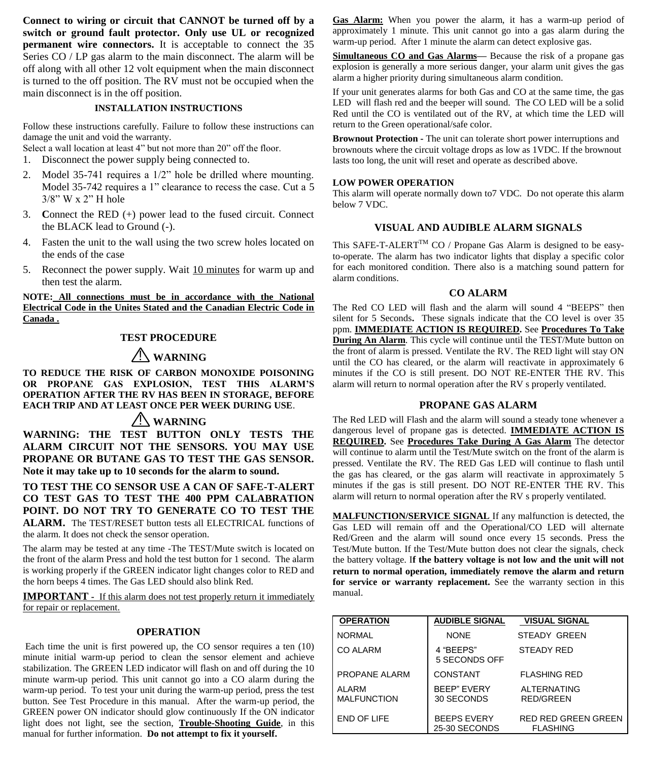**Connect to wiring or circuit that CANNOT be turned off by a switch or ground fault protector. Only use UL or recognized permanent wire connectors.** It is acceptable to connect the 35 Series CO / LP gas alarm to the main disconnect. The alarm will be off along with all other 12 volt equipment when the main disconnect is turned to the off position. The RV must not be occupied when the main disconnect is in the off position.

## INSTALLATION INSTRUCTIONS

Follow these instructions carefully. Failure to follow these instructions can damage the unit and void the warranty.
Select a wall location at least 4" but not more than 20" off the floor.

1. Disconnect the power supply being connected to.
2. Model 35-741 requires a 1/2" hole be drilled where mounting. Model 35-742 requires a 1" clearance to recess the case. Cut a 5 3/8" W x 2" H hole
3. **C**onnect the RED (+) power lead to the fused circuit. Connect the BLACK lead to Ground (-).
4. Fasten the unit to the wall using the two screw holes located on the ends of the case
5. Reconnect the power supply. Wait <u>10 minutes</u> for warm up and then test the alarm.

**NOTE: <u>All connections must be in accordance with the National Electrical Code in the Unites Stated and the Canadian Electric Code in Canada .</u>**

## TEST PROCEDURE

### ⚠ WARNING

**TO REDUCE THE RISK OF CARBON MONOXIDE POISONING OR PROPANE GAS EXPLOSION, TEST THIS ALARM'S OPERATION AFTER THE RV HAS BEEN IN STORAGE, BEFORE EACH TRIP AND AT LEAST ONCE PER WEEK DURING USE**.

### ⚠ WARNING

**WARNING: THE TEST BUTTON ONLY TESTS THE ALARM CIRCUIT NOT THE SENSORS. YOU MAY USE PROPANE OR BUTANE GAS TO TEST THE GAS SENSOR. Note it may take up to 10 seconds for the alarm to sound.**

**TO TEST THE CO SENSOR USE A CAN OF SAFE-T-ALERT CO TEST GAS TO TEST THE 400 PPM CALABRATION POINT. DO NOT TRY TO GENERATE CO TO TEST THE ALARM.** The TEST/RESET button tests all ELECTRICAL functions of the alarm. It does not check the sensor operation.

The alarm may be tested at any time -The TEST/Mute switch is located on the front of the alarm Press and hold the test button for 1 second. The alarm is working properly if the GREEN indicator light changes color to RED and the horn beeps 4 times. The Gas LED should also blink Red.

**IMPORTANT -** <u>If this alarm does not test properly return it immediately for repair or replacement.</u>

## OPERATION

Each time the unit is first powered up, the CO sensor requires a ten (10) minute initial warm-up period to clean the sensor element and achieve stabilization. The GREEN LED indicator will flash on and off during the 10 minute warm-up period. This unit cannot go into a CO alarm during the warm-up period. To test your unit during the warm-up period, press the test button. See Test Procedure in this manual. After the warm-up period, the GREEN power ON indicator should glow continuously If the ON indicator light does not light, see the section, **<u>Trouble-Shooting Guide</u>**, in this manual for further information. **Do not attempt to fix it yourself.**

**<u>Gas Alarm:</u>** When you power the alarm, it has a warm-up period of approximately 1 minute. This unit cannot go into a gas alarm during the warm-up period. After 1 minute the alarm can detect explosive gas.

**<u>Simultaneous CO and Gas Alarms</u>—** Because the risk of a propane gas explosion is generally a more serious danger, your alarm unit gives the gas alarm a higher priority during simultaneous alarm condition.

If your unit generates alarms for both Gas and CO at the same time, the gas LED will flash red and the beeper will sound. The CO LED will be a solid Red until the CO is ventilated out of the RV, at which time the LED will return to the Green operational/safe color.

**Brownout Protection -** The unit can tolerate short power interruptions and brownouts where the circuit voltage drops as low as 1VDC. If the brownout lasts too long, the unit will reset and operate as described above.

**LOW POWER OPERATION**
This alarm will operate normally down to7 VDC. Do not operate this alarm below 7 VDC.

## VISUAL AND AUDIBLE ALARM SIGNALS

This SAFE-T-ALERT[TM] CO / Propane Gas Alarm is designed to be easy-to-operate. The alarm has two indicator lights that display a specific color for each monitored condition. There also is a matching sound pattern for alarm conditions.

### CO ALARM

The Red CO LED will flash and the alarm will sound 4 "BEEPS" then silent for 5 Seconds**.** These signals indicate that the CO level is over 35 ppm. **<u>IMMEDIATE ACTION IS REQUIRED</u>.** See **<u>Procedures To Take During An Alarm</u>**. This cycle will continue until the TEST/Mute button on the front of alarm is pressed. Ventilate the RV. The RED light will stay ON until the CO has cleared, or the alarm will reactivate in approximately 6 minutes if the CO is still present. DO NOT RE-ENTER THE RV. This alarm will return to normal operation after the RV s properly ventilated.

### PROPANE GAS ALARM

The Red LED will Flash and the alarm will sound a steady tone whenever a dangerous level of propane gas is detected. **<u>IMMEDIATE ACTION IS REQUIRED</u>.** See **<u>Procedures Take During A Gas Alarm</u>** The detector will continue to alarm until the Test/Mute switch on the front of the alarm is pressed. Ventilate the RV. The RED Gas LED will continue to flash until the gas has cleared, or the gas alarm will reactivate in approximately 5 minutes if the gas is still present. DO NOT RE-ENTER THE RV. This alarm will return to normal operation after the RV s properly ventilated.

**<u>MALFUNCTION/SERVICE SIGNAL</u>** If any malfunction is detected, the Gas LED will remain off and the Operational/CO LED will alternate Red/Green and the alarm will sound once every 15 seconds. Press the Test/Mute button. If the Test/Mute button does not clear the signals, check the battery voltage. I**f the battery voltage is not low and the unit will not return to normal operation, immediately remove the alarm and return for service or warranty replacement.** See the warranty section in this manual.

| OPERATION | AUDIBLE SIGNAL | VISUAL SIGNAL |
|---|---|---|
| NORMAL | NONE | STEADY GREEN |
| CO ALARM | 4 "BEEPS" 5 SECONDS OFF | STEADY RED |
| PROPANE ALARM | CONSTANT | FLASHING RED |
| ALARM MALFUNCTION | BEEP" EVERY 30 SECONDS | ALTERNATING RED/GREEN |
| END OF LIFE | BEEPS EVERY 25-30 SECONDS | RED RED GREEN GREEN FLASHING |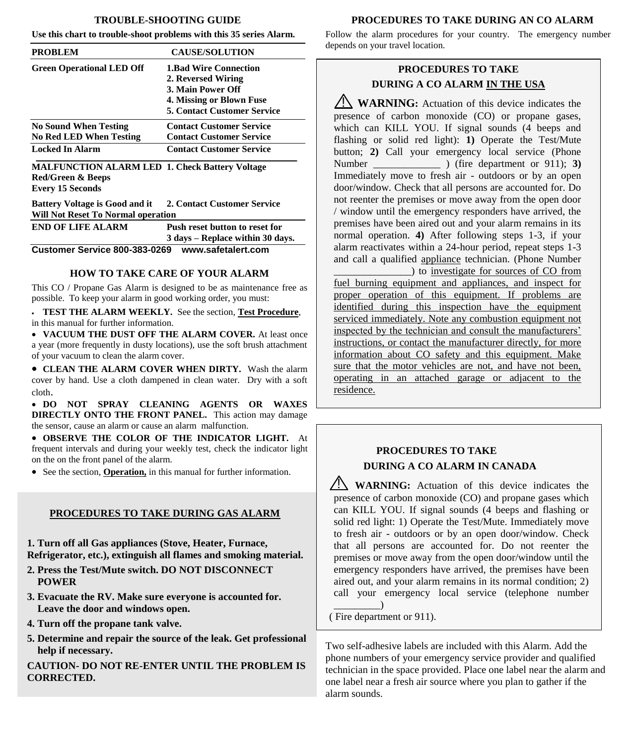## TROUBLE-SHOOTING GUIDE

**Use this chart to trouble-shoot problems with this 35 series Alarm.**

| PROBLEM | CAUSE/SOLUTION |
|---|---|
| **Green Operational LED Off** | **1.Bad Wire Connection**<br>**2. Reversed Wiring**<br>**3. Main Power Off**<br>**4. Missing or Blown Fuse**<br>**5. Contact Customer Service** |
| **No Sound When Testing**<br>**No Red LED When Testing** | **Contact Customer Service**<br>**Contact Customer Service** |
| **Locked In Alarm** | **Contact Customer Service** |
| **MALFUNCTION ALARM LED Red/Green & Beeps Every 15 Seconds** | **1. Check Battery Voltage** |
| **Battery Voltage is Good and it Will Not Reset To Normal operation** | **2. Contact Customer Service** |
| **END OF LIFE ALARM** | **Push reset button to reset for 3 days – Replace within 30 days.** |

**Customer Service 800-383-0269 www.safetalert.com**

## HOW TO TAKE CARE OF YOUR ALARM

This CO / Propane Gas Alarm is designed to be as maintenance free as possible. To keep your alarm in good working order, you must:

- **TEST THE ALARM WEEKLY.** See the section, **Test Procedure**, in this manual for further information.
- **VACUUM THE DUST OFF THE ALARM COVER.** At least once a year (more frequently in dusty locations), use the soft brush attachment of your vacuum to clean the alarm cover.
- **CLEAN THE ALARM COVER WHEN DIRTY.** Wash the alarm cover by hand. Use a cloth dampened in clean water. Dry with a soft cloth.
- **DO NOT SPRAY CLEANING AGENTS OR WAXES DIRECTLY ONTO THE FRONT PANEL.** This action may damage the sensor, cause an alarm or cause an alarm malfunction.
- **OBSERVE THE COLOR OF THE INDICATOR LIGHT.** At frequent intervals and during your weekly test, check the indicator light on the on the front panel of the alarm.
- See the section, **Operation,** in this manual for further information.

## PROCEDURES TO TAKE DURING GAS ALARM

**1. Turn off all Gas appliances (Stove, Heater, Furnace, Refrigerator, etc.), extinguish all flames and smoking material.**

**2. Press the Test/Mute switch. DO NOT DISCONNECT POWER**

**3. Evacuate the RV. Make sure everyone is accounted for. Leave the door and windows open.**

**4. Turn off the propane tank valve.**

**5. Determine and repair the source of the leak. Get professional help if necessary.**

**CAUTION- DO NOT RE-ENTER UNTIL THE PROBLEM IS CORRECTED.**

## PROCEDURES TO TAKE DURING AN CO ALARM

Follow the alarm procedures for your country. The emergency number depends on your travel location.

### PROCEDURES TO TAKE DURING A CO ALARM IN THE USA

⚠ **WARNING:** Actuation of this device indicates the presence of carbon monoxide (CO) or propane gases, which can KILL YOU. If signal sounds (4 beeps and flashing or solid red light): **1)** Operate the Test/Mute button; **2)** Call your emergency local service (Phone Number _____________ ) (fire department or 911); **3)** Immediately move to fresh air - outdoors or by an open door/window. Check that all persons are accounted for. Do not reenter the premises or move away from the open door / window until the emergency responders have arrived, the premises have been aired out and your alarm remains in its normal operation. **4)** After following steps 1-3, if your alarm reactivates within a 24-hour period, repeat steps 1-3 and call a qualified appliance technician. (Phone Number _______________) to investigate for sources of CO from fuel burning equipment and appliances, and inspect for proper operation of this equipment. If problems are identified during this inspection have the equipment serviced immediately. Note any combustion equipment not inspected by the technician and consult the manufacturers' instructions, or contact the manufacturer directly, for more information about CO safety and this equipment. Make sure that the motor vehicles are not, and have not been, operating in an attached garage or adjacent to the residence.

### PROCEDURES TO TAKE DURING A CO ALARM IN CANADA

⚠ **WARNING:** Actuation of this device indicates the presence of carbon monoxide (CO) and propane gases which can KILL YOU. If signal sounds (4 beeps and flashing or solid red light: 1) Operate the Test/Mute. Immediately move to fresh air - outdoors or by an open door/window. Check that all persons are accounted for. Do not reenter the premises or move away from the open door/window until the emergency responders have arrived, the premises have been aired out, and your alarm remains in its normal condition; 2) call your emergency local service (telephone number _________) ( Fire department or 911).

Two self-adhesive labels are included with this Alarm. Add the phone numbers of your emergency service provider and qualified technician in the space provided. Place one label near the alarm and one label near a fresh air source where you plan to gather if the alarm sounds.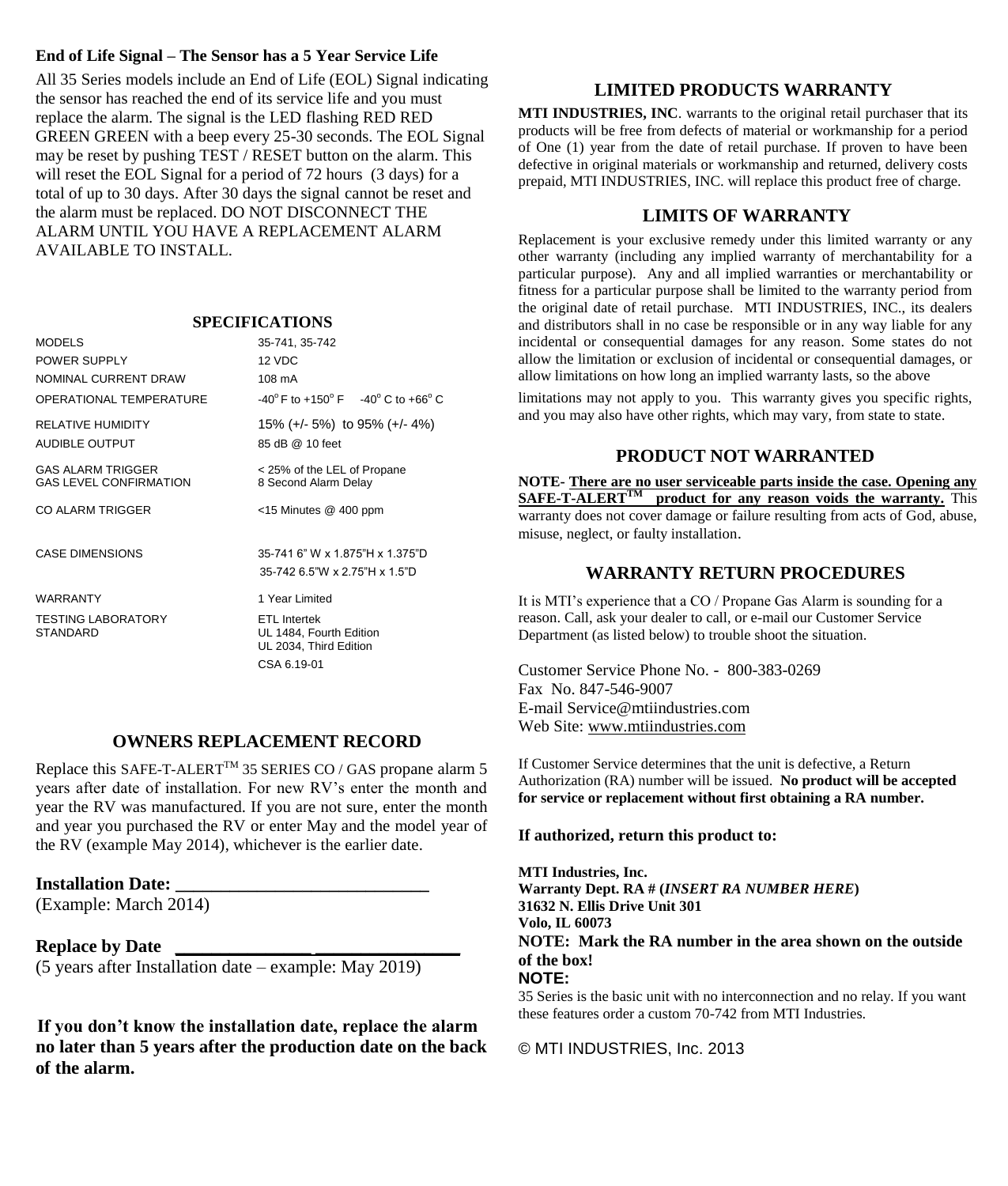**End of Life Signal – The Sensor has a 5 Year Service Life**

All 35 Series models include an End of Life (EOL) Signal indicating the sensor has reached the end of its service life and you must replace the alarm. The signal is the LED flashing RED RED GREEN GREEN with a beep every 25-30 seconds. The EOL Signal may be reset by pushing TEST / RESET button on the alarm. This will reset the EOL Signal for a period of 72 hours (3 days) for a total of up to 30 days. After 30 days the signal cannot be reset and the alarm must be replaced. DO NOT DISCONNECT THE ALARM UNTIL YOU HAVE A REPLACEMENT ALARM AVAILABLE TO INSTALL.

## SPECIFICATIONS

| | |
|---|---|
| MODELS | 35-741, 35-742 |
| POWER SUPPLY | 12 VDC |
| NOMINAL CURRENT DRAW | 108 mA |
| OPERATIONAL TEMPERATURE | -40° F to +150° F -40° C to +66° C |
| RELATIVE HUMIDITY | 15% (+/- 5%) to 95% (+/- 4%) |
| AUDIBLE OUTPUT | 85 dB @ 10 feet |
| GAS ALARM TRIGGER<br>GAS LEVEL CONFIRMATION | < 25% of the LEL of Propane<br>8 Second Alarm Delay |
| CO ALARM TRIGGER | <15 Minutes @ 400 ppm |
| CASE DIMENSIONS | 35-741 6" W x 1.875"H x 1.375"D<br>35-742 6.5"W x 2.75"H x 1.5"D |
| WARRANTY | 1 Year Limited |
| TESTING LABORATORY<br>STANDARD | ETL Intertek<br>UL 1484, Fourth Edition<br>UL 2034, Third Edition<br>CSA 6.19-01 |

## OWNERS REPLACEMENT RECORD

Replace this SAFE-T-ALERT™ 35 SERIES CO / GAS propane alarm 5 years after date of installation. For new RV's enter the month and year the RV was manufactured. If you are not sure, enter the month and year you purchased the RV or enter May and the model year of the RV (example May 2014), whichever is the earlier date.

**Installation Date: ___________________________**
(Example: March 2014)

**Replace by Date ______________________________**
(5 years after Installation date – example: May 2019)

**If you don't know the installation date, replace the alarm no later than 5 years after the production date on the back of the alarm.**

## LIMITED PRODUCTS WARRANTY

**MTI INDUSTRIES, INC**. warrants to the original retail purchaser that its products will be free from defects of material or workmanship for a period of One (1) year from the date of retail purchase. If proven to have been defective in original materials or workmanship and returned, delivery costs prepaid, MTI INDUSTRIES, INC. will replace this product free of charge.

## LIMITS OF WARRANTY

Replacement is your exclusive remedy under this limited warranty or any other warranty (including any implied warranty of merchantability for a particular purpose). Any and all implied warranties or merchantability or fitness for a particular purpose shall be limited to the warranty period from the original date of retail purchase. MTI INDUSTRIES, INC., its dealers and distributors shall in no case be responsible or in any way liable for any incidental or consequential damages for any reason. Some states do not allow the limitation or exclusion of incidental or consequential damages, or allow limitations on how long an implied warranty lasts, so the above limitations may not apply to you. This warranty gives you specific rights, and you may also have other rights, which may vary, from state to state.

## PRODUCT NOT WARRANTED

**NOTE- There are no user serviceable parts inside the case. Opening any SAFE-T-ALERT™ product for any reason voids the warranty.** This warranty does not cover damage or failure resulting from acts of God, abuse, misuse, neglect, or faulty installation.

## WARRANTY RETURN PROCEDURES

It is MTI's experience that a CO / Propane Gas Alarm is sounding for a reason. Call, ask your dealer to call, or e-mail our Customer Service Department (as listed below) to trouble shoot the situation.

Customer Service Phone No. - 800-383-0269
Fax No. 847-546-9007
E-mail Service@mtiindustries.com
Web Site: www.mtiindustries.com

If Customer Service determines that the unit is defective, a Return Authorization (RA) number will be issued. **No product will be accepted for service or replacement without first obtaining a RA number.**

**If authorized, return this product to:**

**MTI Industries, Inc.**
**Warranty Dept. RA # (*INSERT RA NUMBER HERE*)**
**31632 N. Ellis Drive Unit 301**
**Volo, IL 60073**
**NOTE: Mark the RA number in the area shown on the outside of the box!**

**NOTE:**
35 Series is the basic unit with no interconnection and no relay. If you want these features order a custom 70-742 from MTI Industries.

© MTI INDUSTRIES, Inc. 2013